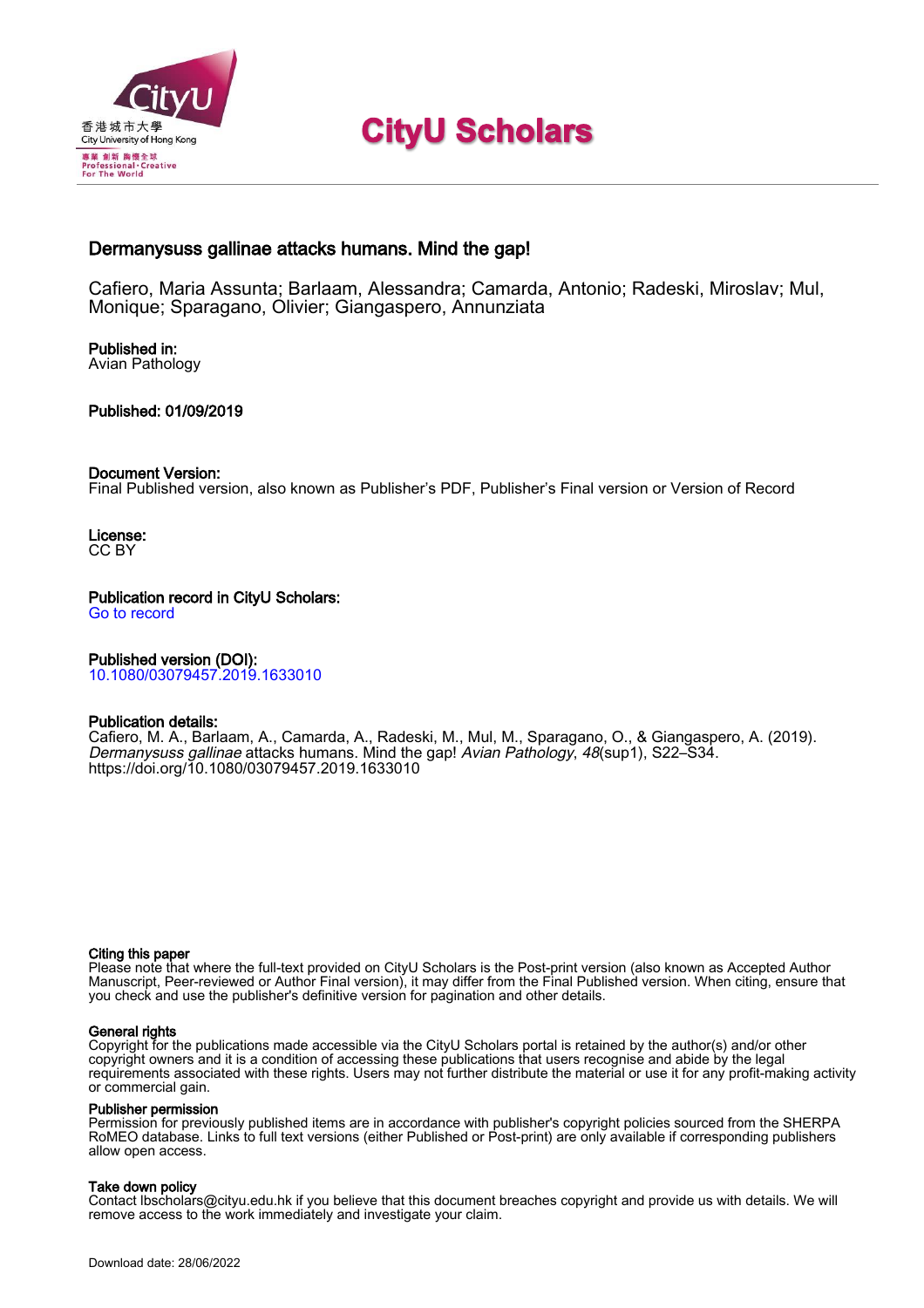# CityU Scholars

## Dermanysuss gallinae attacks humans. Mind the gap!

Cafiero, Maria Assunta; Barlaam, Alessandra; Camarda, Antonio; Radeski, Miroslav; Mul, Monique; Sparagano, Olivier; Giangaspero, Annunziata

**Published in:**
Avian Pathology

**Published: 01/09/2019**

**Document Version:**
Final Published version, also known as Publisher's PDF, Publisher's Final version or Version of Record

**License:**
CC BY

**Publication record in CityU Scholars:**
Go to record

**Published version (DOI):**
10.1080/03079457.2019.1633010

**Publication details:**
Cafiero, M. A., Barlaam, A., Camarda, A., Radeski, M., Mul, M., Sparagano, O., & Giangaspero, A. (2019). *Dermanysuss gallinae* attacks humans. Mind the gap! *Avian Pathology*, *48*(sup1), S22–S34. https://doi.org/10.1080/03079457.2019.1633010

**Citing this paper**
Please note that where the full-text provided on CityU Scholars is the Post-print version (also known as Accepted Author Manuscript, Peer-reviewed or Author Final version), it may differ from the Final Published version. When citing, ensure that you check and use the publisher's definitive version for pagination and other details.

**General rights**
Copyright for the publications made accessible via the CityU Scholars portal is retained by the author(s) and/or other copyright owners and it is a condition of accessing these publications that users recognise and abide by the legal requirements associated with these rights. Users may not further distribute the material or use it for any profit-making activity or commercial gain.

**Publisher permission**
Permission for previously published items are in accordance with publisher's copyright policies sourced from the SHERPA RoMEO database. Links to full text versions (either Published or Post-print) are only available if corresponding publishers allow open access.

**Take down policy**
Contact lbscholars@cityu.edu.hk if you believe that this document breaches copyright and provide us with details. We will remove access to the work immediately and investigate your claim.

Download date: 28/06/2022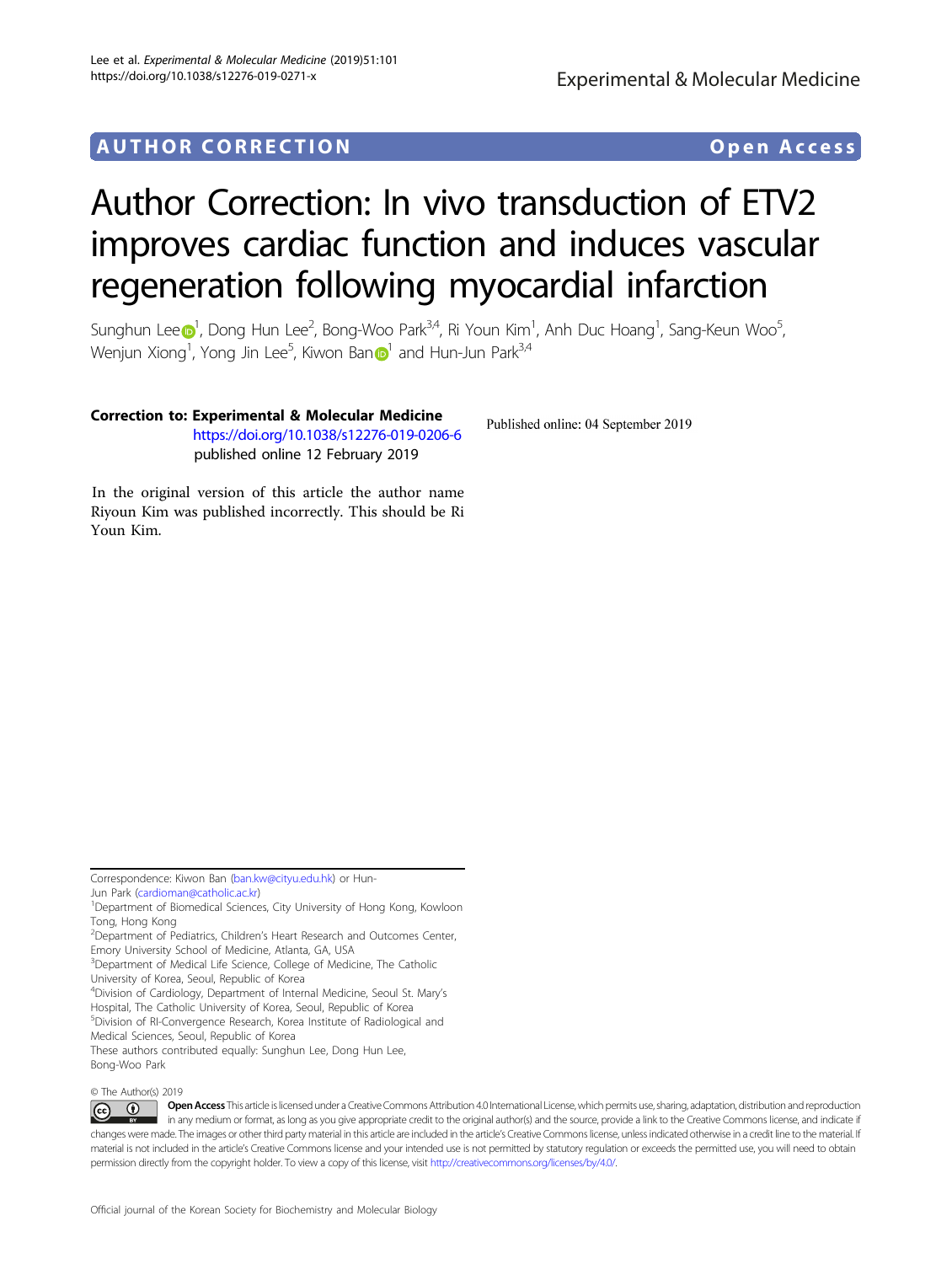AUTHOR CORRECTION | Open Access

# Author Correction: In vivo transduction of ETV2 improves cardiac function and induces vascular regeneration following myocardial infarction

Sunghun Lee[1], Dong Hun Lee[2], Bong-Woo Park[3,4], Ri Youn Kim[1], Anh Duc Hoang[1], Sang-Keun Woo[5], Wenjun Xiong[1], Yong Jin Lee[5], Kiwon Ban[1] and Hun-Jun Park[3,4]

**Correction to: Experimental & Molecular Medicine**
https://doi.org/10.1038/s12276-019-0206-6
published online 12 February 2019

Published online: 04 September 2019

In the original version of this article the author name Riyoun Kim was published incorrectly. This should be Ri Youn Kim.

---

Correspondence: Kiwon Ban (ban.kw@cityu.edu.hk) or Hun-Jun Park (cardioman@catholic.ac.kr)

[1]Department of Biomedical Sciences, City University of Hong Kong, Kowloon Tong, Hong Kong

[2]Department of Pediatrics, Children's Heart Research and Outcomes Center, Emory University School of Medicine, Atlanta, GA, USA

[3]Department of Medical Life Science, College of Medicine, The Catholic University of Korea, Seoul, Republic of Korea

[4]Division of Cardiology, Department of Internal Medicine, Seoul St. Mary's Hospital, The Catholic University of Korea, Seoul, Republic of Korea

[5]Division of RI-Convergence Research, Korea Institute of Radiological and Medical Sciences, Seoul, Republic of Korea

These authors contributed equally: Sunghun Lee, Dong Hun Lee, Bong-Woo Park

© The Author(s) 2019

**Open Access** This article is licensed under a Creative Commons Attribution 4.0 International License, which permits use, sharing, adaptation, distribution and reproduction in any medium or format, as long as you give appropriate credit to the original author(s) and the source, provide a link to the Creative Commons license, and indicate if changes were made. The images or other third party material in this article are included in the article's Creative Commons license, unless indicated otherwise in a credit line to the material. If material is not included in the article's Creative Commons license and your intended use is not permitted by statutory regulation or exceeds the permitted use, you will need to obtain permission directly from the copyright holder. To view a copy of this license, visit http://creativecommons.org/licenses/by/4.0/.